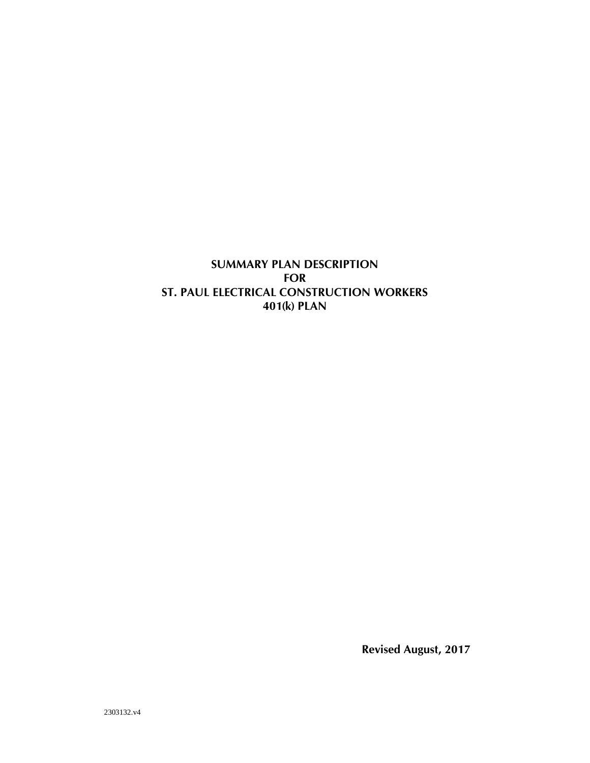# SUMMARY PLAN DESCRIPTION
# FOR
# ST. PAUL ELECTRICAL CONSTRUCTION WORKERS
# 401(k) PLAN

**Revised August, 2017**

2303132.v4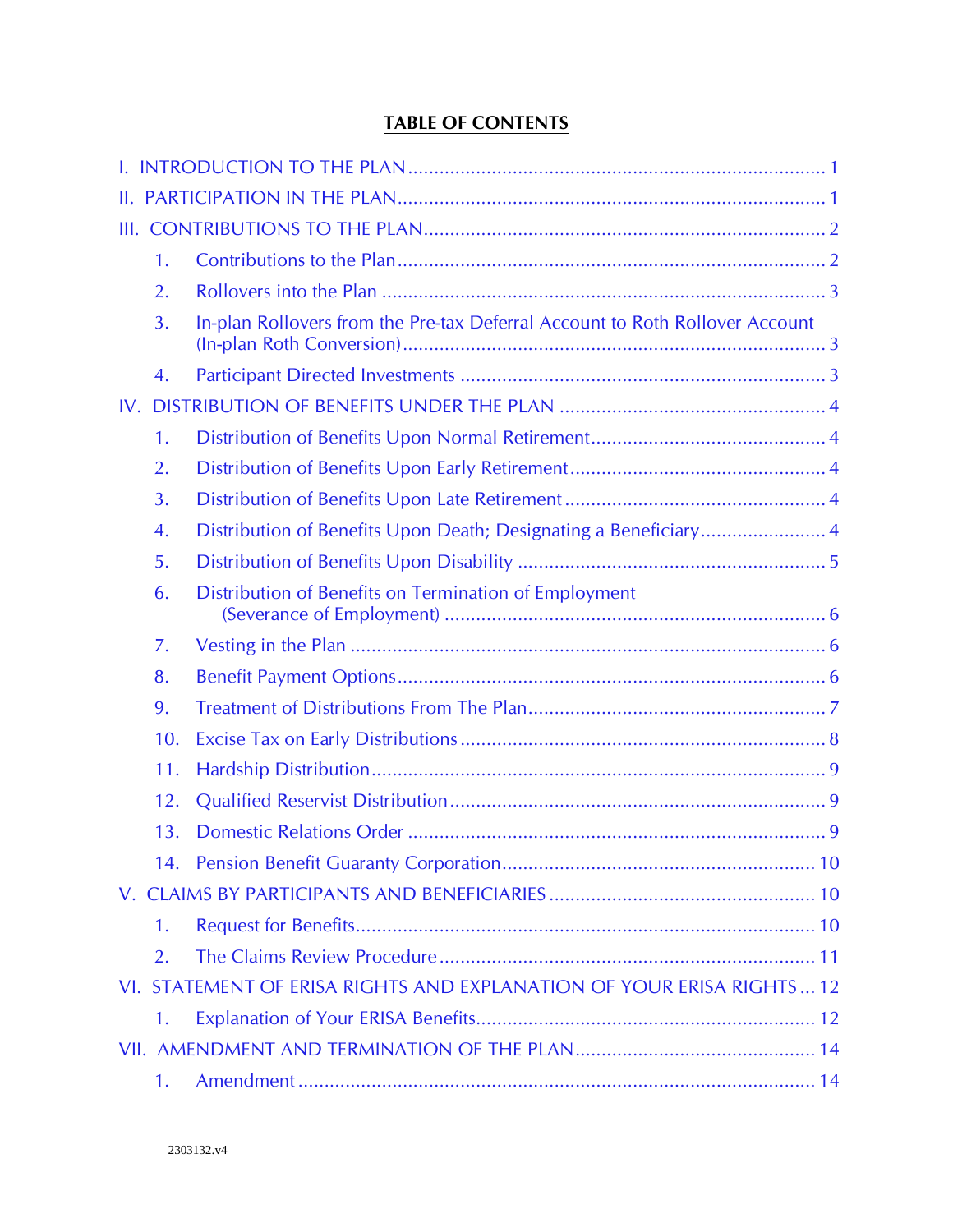# TABLE OF CONTENTS

I. INTRODUCTION TO THE PLAN ........................................................................ 1

II. PARTICIPATION IN THE PLAN ........................................................................ 1

III. CONTRIBUTIONS TO THE PLAN ........................................................................ 2

1. Contributions to the Plan ........................................................................ 2
2. Rollovers into the Plan ........................................................................ 3
3. In-plan Rollovers from the Pre-tax Deferral Account to Roth Rollover Account (In-plan Roth Conversion) ........................................................................ 3
4. Participant Directed Investments ........................................................................ 3

IV. DISTRIBUTION OF BENEFITS UNDER THE PLAN ........................................................................ 4

1. Distribution of Benefits Upon Normal Retirement ........................................................................ 4
2. Distribution of Benefits Upon Early Retirement ........................................................................ 4
3. Distribution of Benefits Upon Late Retirement ........................................................................ 4
4. Distribution of Benefits Upon Death; Designating a Beneficiary ........................................................................ 4
5. Distribution of Benefits Upon Disability ........................................................................ 5
6. Distribution of Benefits on Termination of Employment (Severance of Employment) ........................................................................ 6
7. Vesting in the Plan ........................................................................ 6
8. Benefit Payment Options ........................................................................ 6
9. Treatment of Distributions From The Plan ........................................................................ 7
10. Excise Tax on Early Distributions ........................................................................ 8
11. Hardship Distribution ........................................................................ 9
12. Qualified Reservist Distribution ........................................................................ 9
13. Domestic Relations Order ........................................................................ 9
14. Pension Benefit Guaranty Corporation ........................................................................ 10

V. CLAIMS BY PARTICIPANTS AND BENEFICIARIES ........................................................................ 10

1. Request for Benefits ........................................................................ 10
2. The Claims Review Procedure ........................................................................ 11

VI. STATEMENT OF ERISA RIGHTS AND EXPLANATION OF YOUR ERISA RIGHTS ... 12

1. Explanation of Your ERISA Benefits ........................................................................ 12

VII. AMENDMENT AND TERMINATION OF THE PLAN ........................................................................ 14

1. Amendment ........................................................................ 14

2303132.v4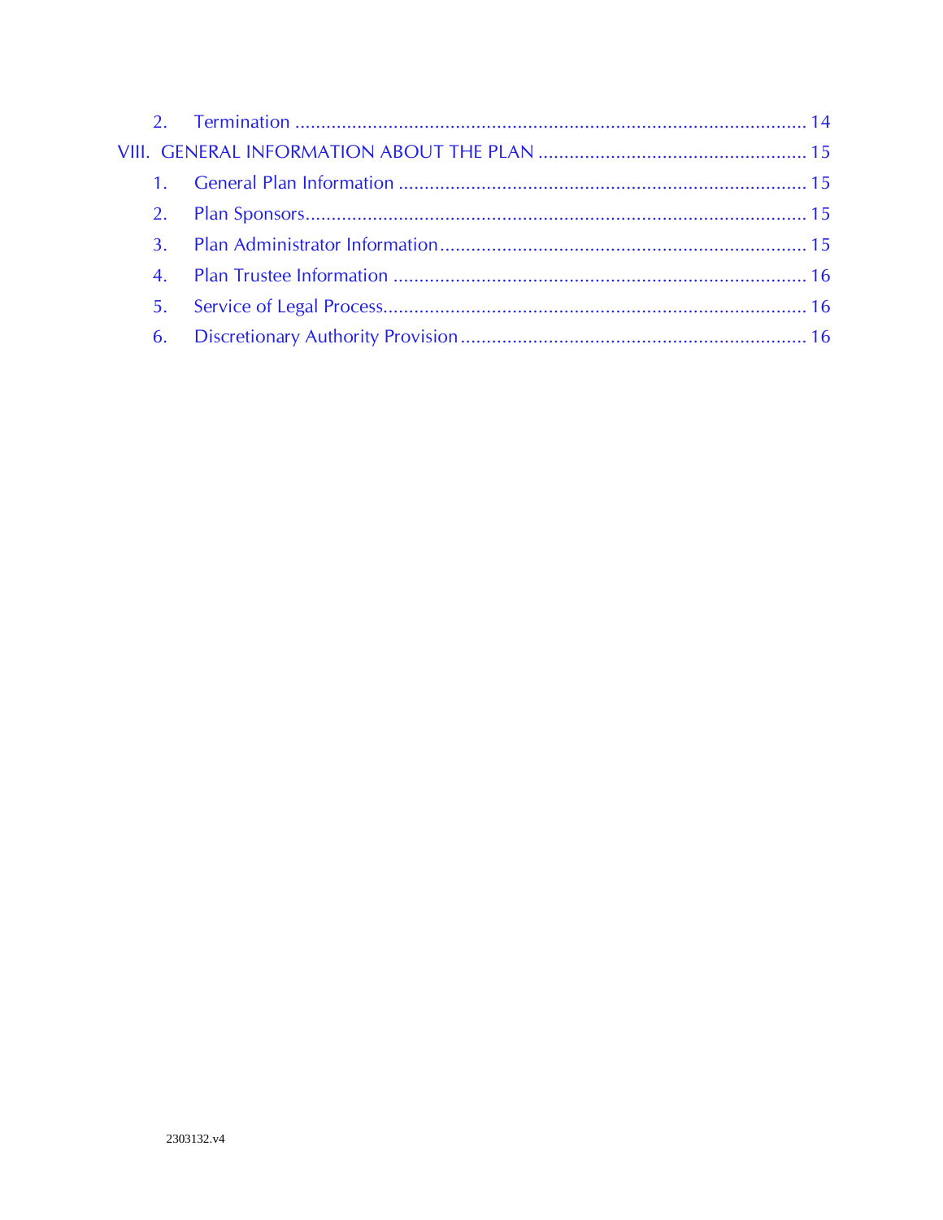2. Termination ........................................................................................ 14

VIII. GENERAL INFORMATION ABOUT THE PLAN ................................................... 15

1. General Plan Information ............................................................................... 15

2. Plan Sponsors ........................................................................................ 15

3. Plan Administrator Information ........................................................................ 15

4. Plan Trustee Information ............................................................................... 16

5. Service of Legal Process ................................................................................ 16

6. Discretionary Authority Provision ..................................................................... 16

2303132.v4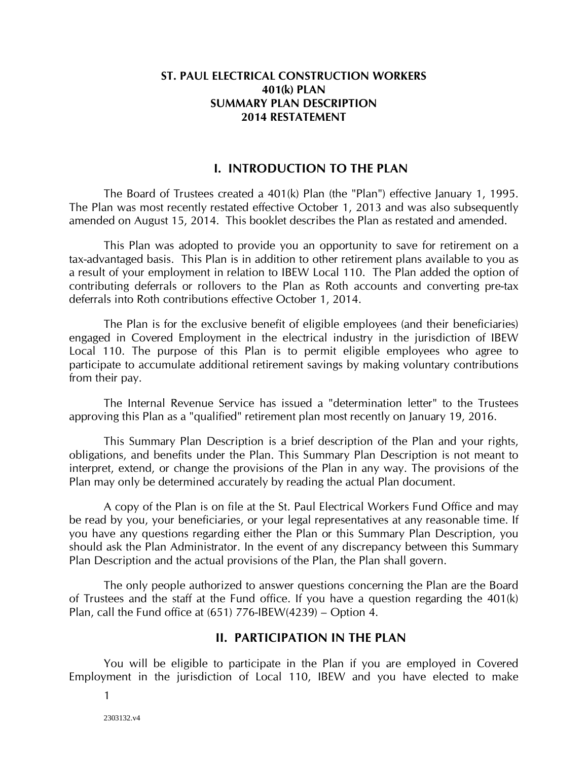# ST. PAUL ELECTRICAL CONSTRUCTION WORKERS
# 401(k) PLAN
# SUMMARY PLAN DESCRIPTION
# 2014 RESTATEMENT

## I. INTRODUCTION TO THE PLAN

The Board of Trustees created a 401(k) Plan (the "Plan") effective January 1, 1995. The Plan was most recently restated effective October 1, 2013 and was also subsequently amended on August 15, 2014. This booklet describes the Plan as restated and amended.

This Plan was adopted to provide you an opportunity to save for retirement on a tax-advantaged basis. This Plan is in addition to other retirement plans available to you as a result of your employment in relation to IBEW Local 110. The Plan added the option of contributing deferrals or rollovers to the Plan as Roth accounts and converting pre-tax deferrals into Roth contributions effective October 1, 2014.

The Plan is for the exclusive benefit of eligible employees (and their beneficiaries) engaged in Covered Employment in the electrical industry in the jurisdiction of IBEW Local 110. The purpose of this Plan is to permit eligible employees who agree to participate to accumulate additional retirement savings by making voluntary contributions from their pay.

The Internal Revenue Service has issued a "determination letter" to the Trustees approving this Plan as a "qualified" retirement plan most recently on January 19, 2016.

This Summary Plan Description is a brief description of the Plan and your rights, obligations, and benefits under the Plan. This Summary Plan Description is not meant to interpret, extend, or change the provisions of the Plan in any way. The provisions of the Plan may only be determined accurately by reading the actual Plan document.

A copy of the Plan is on file at the St. Paul Electrical Workers Fund Office and may be read by you, your beneficiaries, or your legal representatives at any reasonable time. If you have any questions regarding either the Plan or this Summary Plan Description, you should ask the Plan Administrator. In the event of any discrepancy between this Summary Plan Description and the actual provisions of the Plan, the Plan shall govern.

The only people authorized to answer questions concerning the Plan are the Board of Trustees and the staff at the Fund office. If you have a question regarding the 401(k) Plan, call the Fund office at (651) 776-IBEW(4239) – Option 4.

## II. PARTICIPATION IN THE PLAN

You will be eligible to participate in the Plan if you are employed in Covered Employment in the jurisdiction of Local 110, IBEW and you have elected to make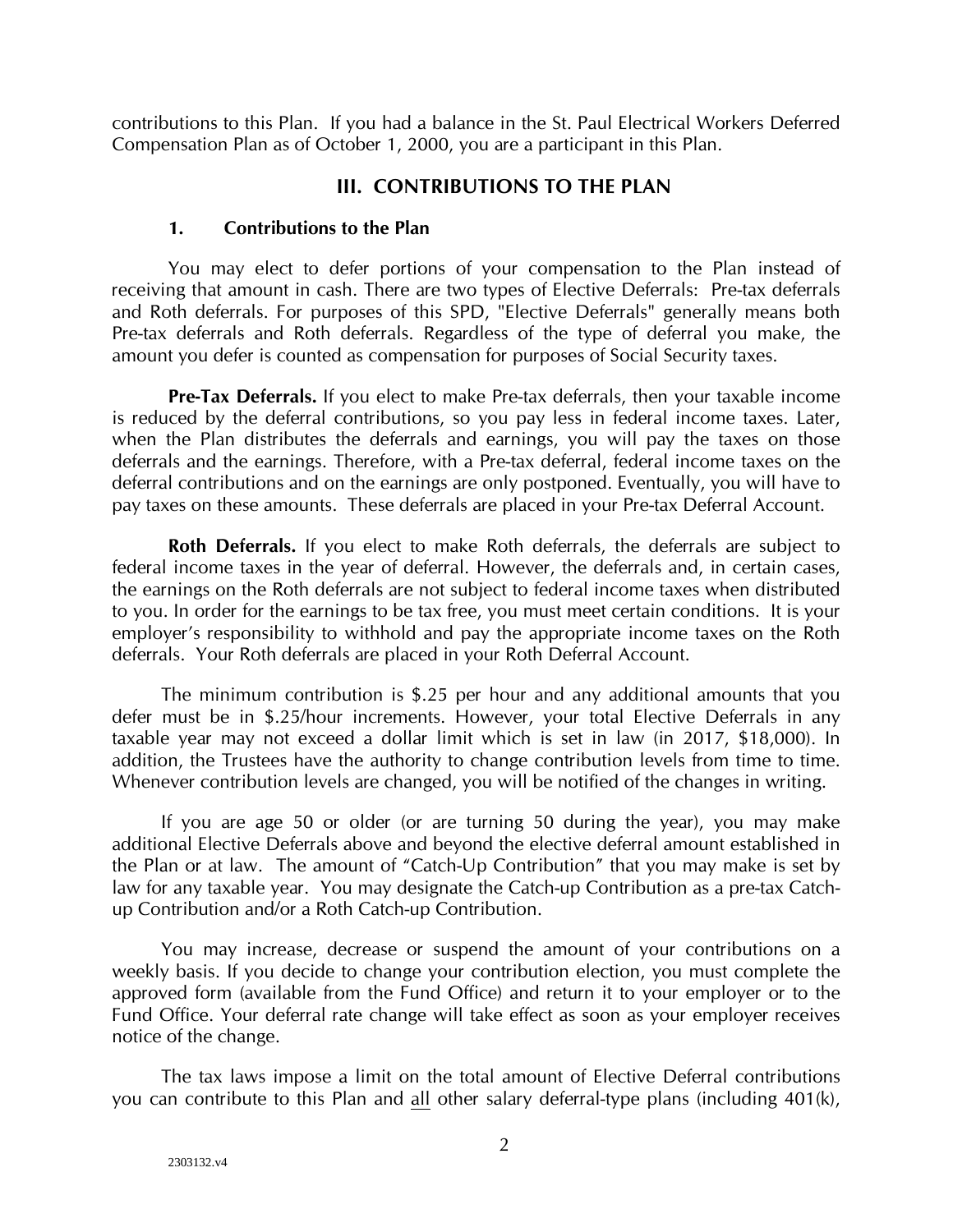contributions to this Plan. If you had a balance in the St. Paul Electrical Workers Deferred Compensation Plan as of October 1, 2000, you are a participant in this Plan.

## III. CONTRIBUTIONS TO THE PLAN

### 1. Contributions to the Plan

You may elect to defer portions of your compensation to the Plan instead of receiving that amount in cash. There are two types of Elective Deferrals: Pre-tax deferrals and Roth deferrals. For purposes of this SPD, "Elective Deferrals" generally means both Pre-tax deferrals and Roth deferrals. Regardless of the type of deferral you make, the amount you defer is counted as compensation for purposes of Social Security taxes.

**Pre-Tax Deferrals.** If you elect to make Pre-tax deferrals, then your taxable income is reduced by the deferral contributions, so you pay less in federal income taxes. Later, when the Plan distributes the deferrals and earnings, you will pay the taxes on those deferrals and the earnings. Therefore, with a Pre-tax deferral, federal income taxes on the deferral contributions and on the earnings are only postponed. Eventually, you will have to pay taxes on these amounts. These deferrals are placed in your Pre-tax Deferral Account.

**Roth Deferrals.** If you elect to make Roth deferrals, the deferrals are subject to federal income taxes in the year of deferral. However, the deferrals and, in certain cases, the earnings on the Roth deferrals are not subject to federal income taxes when distributed to you. In order for the earnings to be tax free, you must meet certain conditions. It is your employer's responsibility to withhold and pay the appropriate income taxes on the Roth deferrals. Your Roth deferrals are placed in your Roth Deferral Account.

The minimum contribution is $.25 per hour and any additional amounts that you defer must be in $.25/hour increments. However, your total Elective Deferrals in any taxable year may not exceed a dollar limit which is set in law (in 2017, $18,000). In addition, the Trustees have the authority to change contribution levels from time to time. Whenever contribution levels are changed, you will be notified of the changes in writing.

If you are age 50 or older (or are turning 50 during the year), you may make additional Elective Deferrals above and beyond the elective deferral amount established in the Plan or at law. The amount of "Catch-Up Contribution" that you may make is set by law for any taxable year. You may designate the Catch-up Contribution as a pre-tax Catch-up Contribution and/or a Roth Catch-up Contribution.

You may increase, decrease or suspend the amount of your contributions on a weekly basis. If you decide to change your contribution election, you must complete the approved form (available from the Fund Office) and return it to your employer or to the Fund Office. Your deferral rate change will take effect as soon as your employer receives notice of the change.

The tax laws impose a limit on the total amount of Elective Deferral contributions you can contribute to this Plan and all other salary deferral-type plans (including 401(k),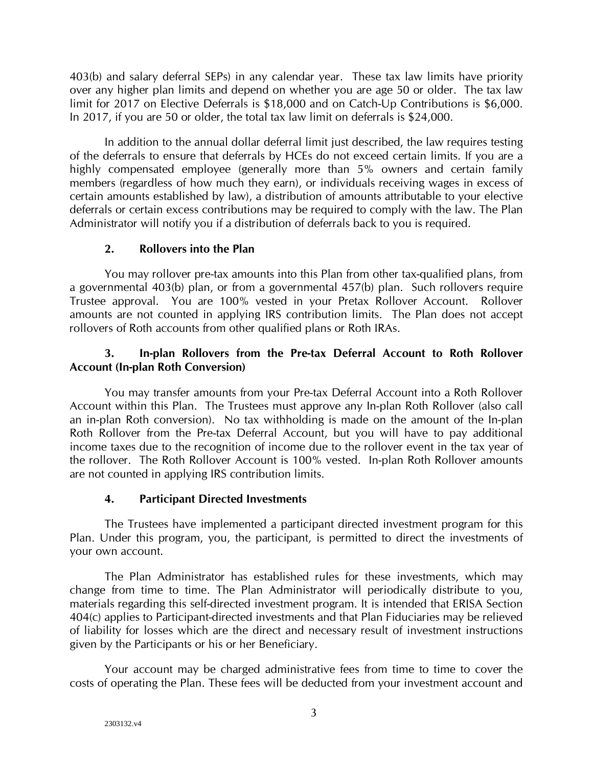403(b) and salary deferral SEPs) in any calendar year. These tax law limits have priority over any higher plan limits and depend on whether you are age 50 or older. The tax law limit for 2017 on Elective Deferrals is $18,000 and on Catch-Up Contributions is $6,000. In 2017, if you are 50 or older, the total tax law limit on deferrals is $24,000.

In addition to the annual dollar deferral limit just described, the law requires testing of the deferrals to ensure that deferrals by HCEs do not exceed certain limits. If you are a highly compensated employee (generally more than 5% owners and certain family members (regardless of how much they earn), or individuals receiving wages in excess of certain amounts established by law), a distribution of amounts attributable to your elective deferrals or certain excess contributions may be required to comply with the law. The Plan Administrator will notify you if a distribution of deferrals back to you is required.

### 2. Rollovers into the Plan

You may rollover pre-tax amounts into this Plan from other tax-qualified plans, from a governmental 403(b) plan, or from a governmental 457(b) plan. Such rollovers require Trustee approval. You are 100% vested in your Pretax Rollover Account. Rollover amounts are not counted in applying IRS contribution limits. The Plan does not accept rollovers of Roth accounts from other qualified plans or Roth IRAs.

### 3. In-plan Rollovers from the Pre-tax Deferral Account to Roth Rollover Account (In-plan Roth Conversion)

You may transfer amounts from your Pre-tax Deferral Account into a Roth Rollover Account within this Plan. The Trustees must approve any In-plan Roth Rollover (also call an in-plan Roth conversion). No tax withholding is made on the amount of the In-plan Roth Rollover from the Pre-tax Deferral Account, but you will have to pay additional income taxes due to the recognition of income due to the rollover event in the tax year of the rollover. The Roth Rollover Account is 100% vested. In-plan Roth Rollover amounts are not counted in applying IRS contribution limits.

### 4. Participant Directed Investments

The Trustees have implemented a participant directed investment program for this Plan. Under this program, you, the participant, is permitted to direct the investments of your own account.

The Plan Administrator has established rules for these investments, which may change from time to time. The Plan Administrator will periodically distribute to you, materials regarding this self-directed investment program. It is intended that ERISA Section 404(c) applies to Participant-directed investments and that Plan Fiduciaries may be relieved of liability for losses which are the direct and necessary result of investment instructions given by the Participants or his or her Beneficiary.

Your account may be charged administrative fees from time to time to cover the costs of operating the Plan. These fees will be deducted from your investment account and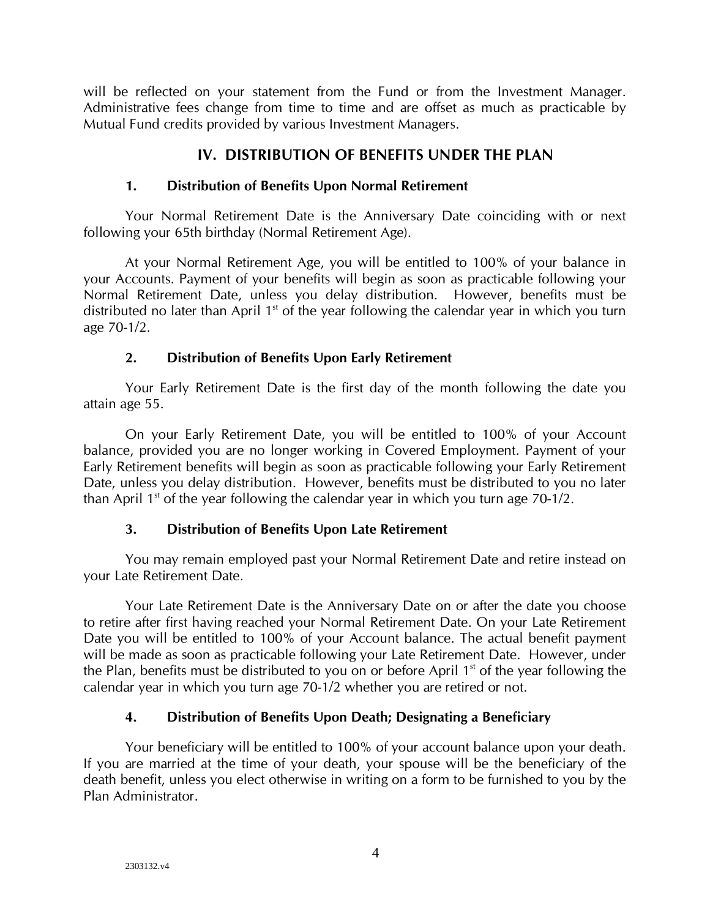will be reflected on your statement from the Fund or from the Investment Manager. Administrative fees change from time to time and are offset as much as practicable by Mutual Fund credits provided by various Investment Managers.

## IV. DISTRIBUTION OF BENEFITS UNDER THE PLAN

### 1. Distribution of Benefits Upon Normal Retirement

Your Normal Retirement Date is the Anniversary Date coinciding with or next following your 65th birthday (Normal Retirement Age).

At your Normal Retirement Age, you will be entitled to 100% of your balance in your Accounts. Payment of your benefits will begin as soon as practicable following your Normal Retirement Date, unless you delay distribution. However, benefits must be distributed no later than April 1st of the year following the calendar year in which you turn age 70-1/2.

### 2. Distribution of Benefits Upon Early Retirement

Your Early Retirement Date is the first day of the month following the date you attain age 55.

On your Early Retirement Date, you will be entitled to 100% of your Account balance, provided you are no longer working in Covered Employment. Payment of your Early Retirement benefits will begin as soon as practicable following your Early Retirement Date, unless you delay distribution. However, benefits must be distributed to you no later than April 1st of the year following the calendar year in which you turn age 70-1/2.

### 3. Distribution of Benefits Upon Late Retirement

You may remain employed past your Normal Retirement Date and retire instead on your Late Retirement Date.

Your Late Retirement Date is the Anniversary Date on or after the date you choose to retire after first having reached your Normal Retirement Date. On your Late Retirement Date you will be entitled to 100% of your Account balance. The actual benefit payment will be made as soon as practicable following your Late Retirement Date. However, under the Plan, benefits must be distributed to you on or before April 1st of the year following the calendar year in which you turn age 70-1/2 whether you are retired or not.

### 4. Distribution of Benefits Upon Death; Designating a Beneficiary

Your beneficiary will be entitled to 100% of your account balance upon your death. If you are married at the time of your death, your spouse will be the beneficiary of the death benefit, unless you elect otherwise in writing on a form to be furnished to you by the Plan Administrator.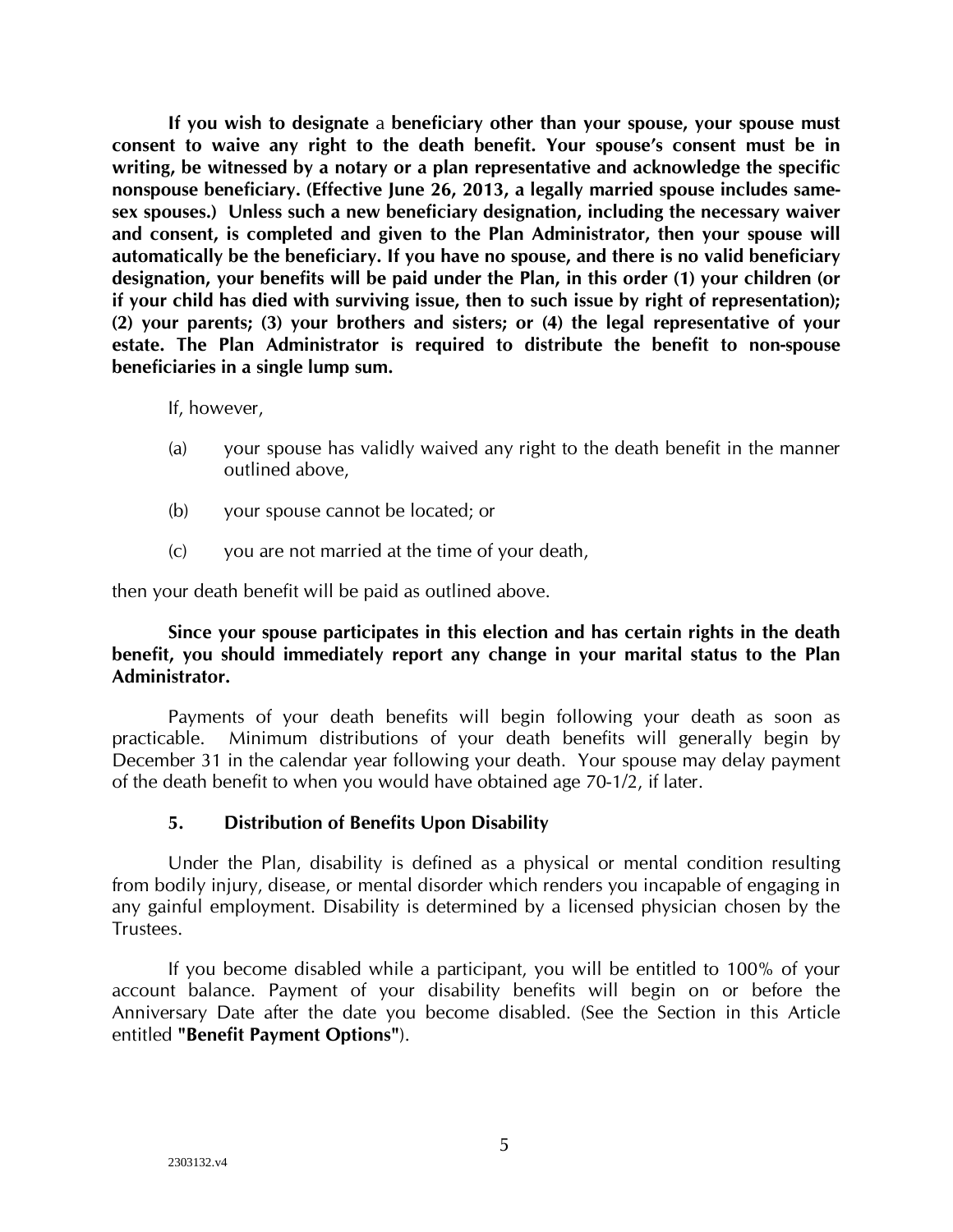**If you wish to designate** a **beneficiary other than your spouse, your spouse must consent to waive any right to the death benefit. Your spouse's consent must be in writing, be witnessed by a notary or a plan representative and acknowledge the specific nonspouse beneficiary. (Effective June 26, 2013, a legally married spouse includes same-sex spouses.) Unless such a new beneficiary designation, including the necessary waiver and consent, is completed and given to the Plan Administrator, then your spouse will automatically be the beneficiary. If you have no spouse, and there is no valid beneficiary designation, your benefits will be paid under the Plan, in this order (1) your children (or if your child has died with surviving issue, then to such issue by right of representation); (2) your parents; (3) your brothers and sisters; or (4) the legal representative of your estate. The Plan Administrator is required to distribute the benefit to non-spouse beneficiaries in a single lump sum.**

If, however,

(a) your spouse has validly waived any right to the death benefit in the manner outlined above,

(b) your spouse cannot be located; or

(c) you are not married at the time of your death,

then your death benefit will be paid as outlined above.

**Since your spouse participates in this election and has certain rights in the death benefit, you should immediately report any change in your marital status to the Plan Administrator.**

Payments of your death benefits will begin following your death as soon as practicable. Minimum distributions of your death benefits will generally begin by December 31 in the calendar year following your death. Your spouse may delay payment of the death benefit to when you would have obtained age 70-1/2, if later.

### 5. Distribution of Benefits Upon Disability

Under the Plan, disability is defined as a physical or mental condition resulting from bodily injury, disease, or mental disorder which renders you incapable of engaging in any gainful employment. Disability is determined by a licensed physician chosen by the Trustees.

If you become disabled while a participant, you will be entitled to 100% of your account balance. Payment of your disability benefits will begin on or before the Anniversary Date after the date you become disabled. (See the Section in this Article entitled **"Benefit Payment Options"**).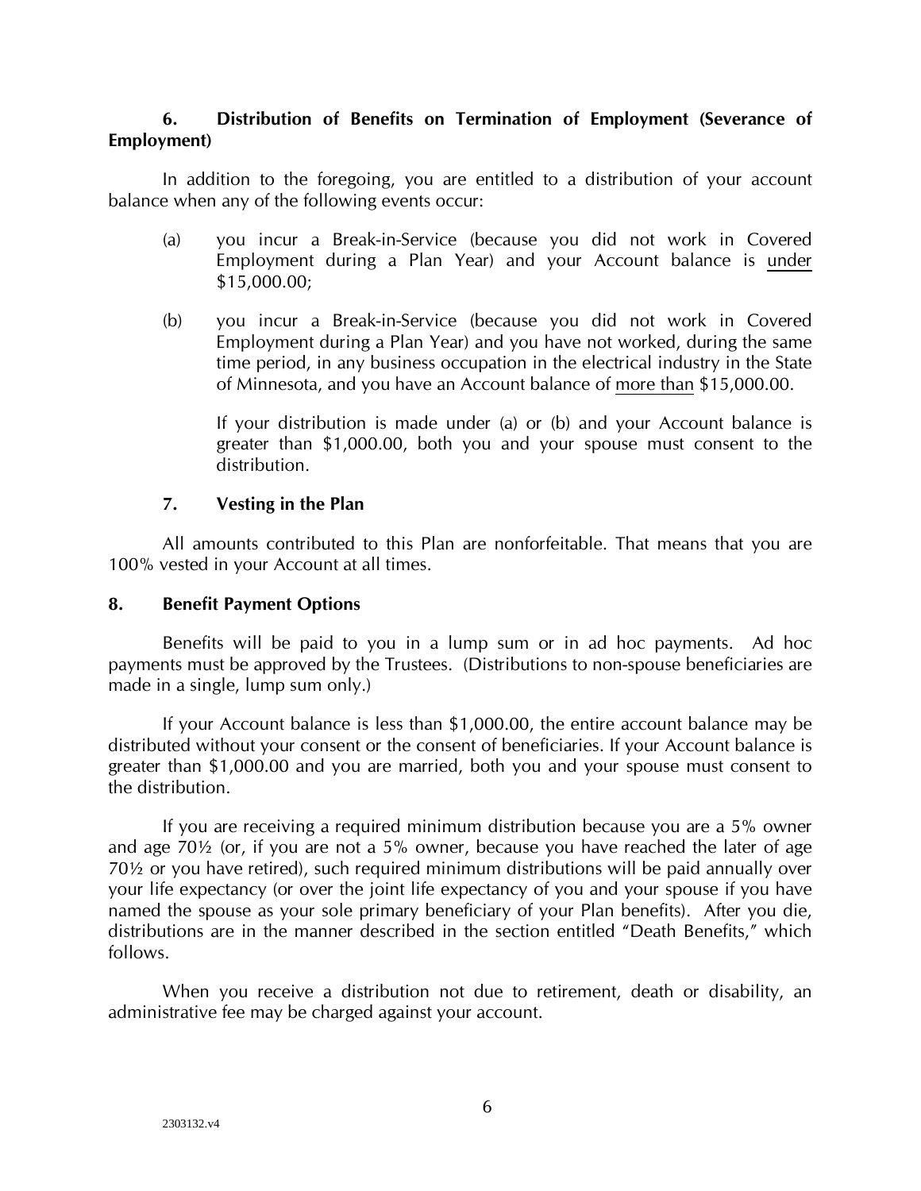## 6. Distribution of Benefits on Termination of Employment (Severance of Employment)

In addition to the foregoing, you are entitled to a distribution of your account balance when any of the following events occur:

(a) you incur a Break-in-Service (because you did not work in Covered Employment during a Plan Year) and your Account balance is <u>under</u> \$15,000.00;

(b) you incur a Break-in-Service (because you did not work in Covered Employment during a Plan Year) and you have not worked, during the same time period, in any business occupation in the electrical industry in the State of Minnesota, and you have an Account balance of <u>more than</u> \$15,000.00.

If your distribution is made under (a) or (b) and your Account balance is greater than \$1,000.00, both you and your spouse must consent to the distribution.

## 7. Vesting in the Plan

All amounts contributed to this Plan are nonforfeitable. That means that you are 100% vested in your Account at all times.

## 8. Benefit Payment Options

Benefits will be paid to you in a lump sum or in ad hoc payments. Ad hoc payments must be approved by the Trustees. (Distributions to non-spouse beneficiaries are made in a single, lump sum only.)

If your Account balance is less than \$1,000.00, the entire account balance may be distributed without your consent or the consent of beneficiaries. If your Account balance is greater than \$1,000.00 and you are married, both you and your spouse must consent to the distribution.

If you are receiving a required minimum distribution because you are a 5% owner and age 70½ (or, if you are not a 5% owner, because you have reached the later of age 70½ or you have retired), such required minimum distributions will be paid annually over your life expectancy (or over the joint life expectancy of you and your spouse if you have named the spouse as your sole primary beneficiary of your Plan benefits). After you die, distributions are in the manner described in the section entitled "Death Benefits," which follows.

When you receive a distribution not due to retirement, death or disability, an administrative fee may be charged against your account.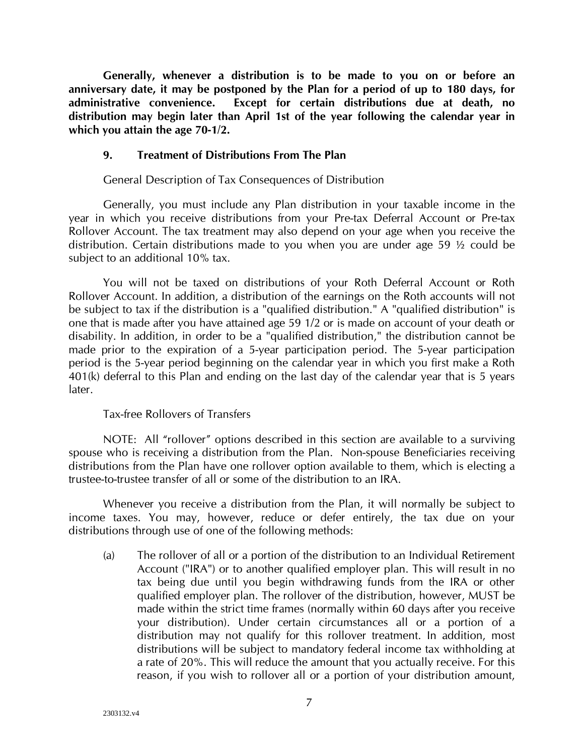**Generally, whenever a distribution is to be made to you on or before an anniversary date, it may be postponed by the Plan for a period of up to 180 days, for administrative convenience. Except for certain distributions due at death, no distribution may begin later than April 1st of the year following the calendar year in which you attain the age 70-1/2.**

## 9. Treatment of Distributions From The Plan

General Description of Tax Consequences of Distribution

Generally, you must include any Plan distribution in your taxable income in the year in which you receive distributions from your Pre-tax Deferral Account or Pre-tax Rollover Account. The tax treatment may also depend on your age when you receive the distribution. Certain distributions made to you when you are under age 59 ½ could be subject to an additional 10% tax.

You will not be taxed on distributions of your Roth Deferral Account or Roth Rollover Account. In addition, a distribution of the earnings on the Roth accounts will not be subject to tax if the distribution is a "qualified distribution." A "qualified distribution" is one that is made after you have attained age 59 1/2 or is made on account of your death or disability. In addition, in order to be a "qualified distribution," the distribution cannot be made prior to the expiration of a 5-year participation period. The 5-year participation period is the 5-year period beginning on the calendar year in which you first make a Roth 401(k) deferral to this Plan and ending on the last day of the calendar year that is 5 years later.

Tax-free Rollovers of Transfers

NOTE: All "rollover" options described in this section are available to a surviving spouse who is receiving a distribution from the Plan. Non-spouse Beneficiaries receiving distributions from the Plan have one rollover option available to them, which is electing a trustee-to-trustee transfer of all or some of the distribution to an IRA.

Whenever you receive a distribution from the Plan, it will normally be subject to income taxes. You may, however, reduce or defer entirely, the tax due on your distributions through use of one of the following methods:

(a) The rollover of all or a portion of the distribution to an Individual Retirement Account ("IRA") or to another qualified employer plan. This will result in no tax being due until you begin withdrawing funds from the IRA or other qualified employer plan. The rollover of the distribution, however, MUST be made within the strict time frames (normally within 60 days after you receive your distribution). Under certain circumstances all or a portion of a distribution may not qualify for this rollover treatment. In addition, most distributions will be subject to mandatory federal income tax withholding at a rate of 20%. This will reduce the amount that you actually receive. For this reason, if you wish to rollover all or a portion of your distribution amount,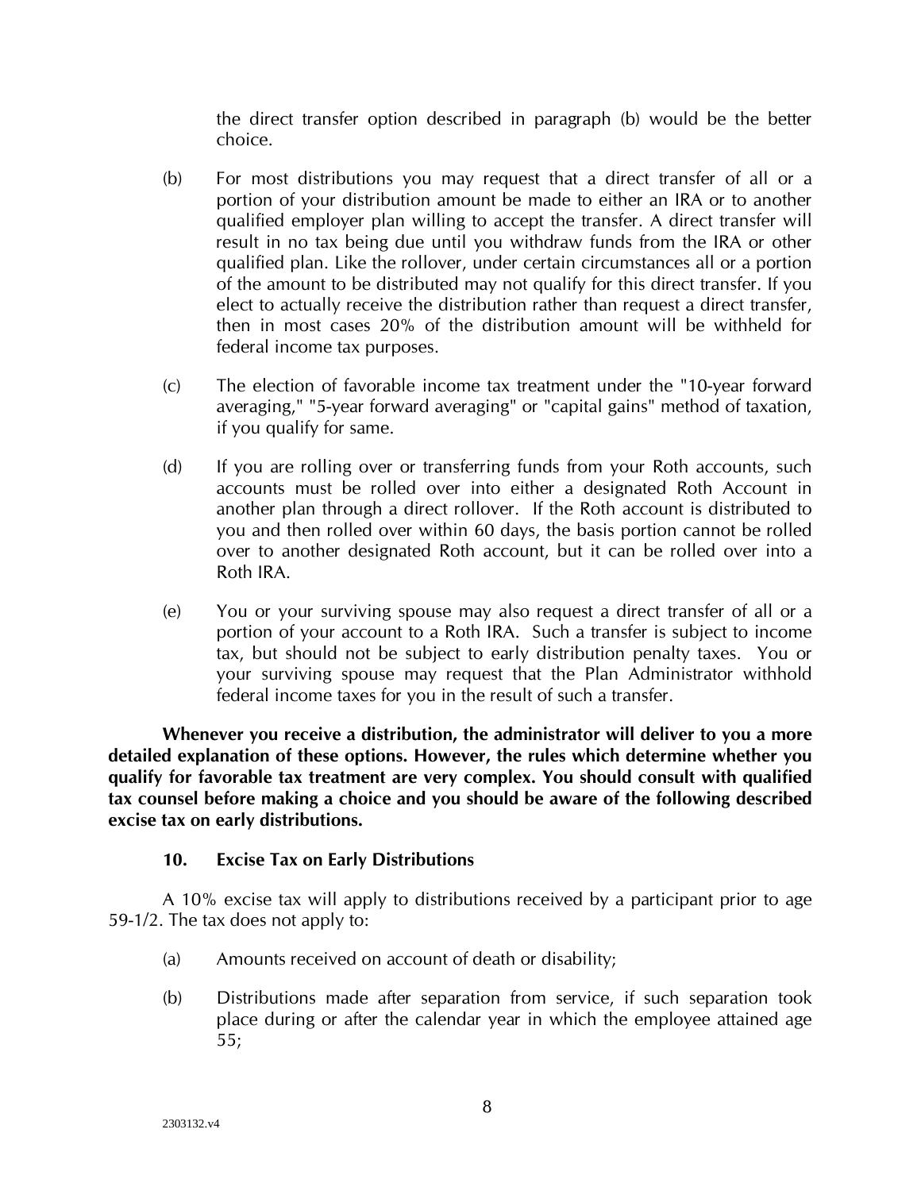the direct transfer option described in paragraph (b) would be the better choice.

(b) For most distributions you may request that a direct transfer of all or a portion of your distribution amount be made to either an IRA or to another qualified employer plan willing to accept the transfer. A direct transfer will result in no tax being due until you withdraw funds from the IRA or other qualified plan. Like the rollover, under certain circumstances all or a portion of the amount to be distributed may not qualify for this direct transfer. If you elect to actually receive the distribution rather than request a direct transfer, then in most cases 20% of the distribution amount will be withheld for federal income tax purposes.

(c) The election of favorable income tax treatment under the "10-year forward averaging," "5-year forward averaging" or "capital gains" method of taxation, if you qualify for same.

(d) If you are rolling over or transferring funds from your Roth accounts, such accounts must be rolled over into either a designated Roth Account in another plan through a direct rollover. If the Roth account is distributed to you and then rolled over within 60 days, the basis portion cannot be rolled over to another designated Roth account, but it can be rolled over into a Roth IRA.

(e) You or your surviving spouse may also request a direct transfer of all or a portion of your account to a Roth IRA. Such a transfer is subject to income tax, but should not be subject to early distribution penalty taxes. You or your surviving spouse may request that the Plan Administrator withhold federal income taxes for you in the result of such a transfer.

**Whenever you receive a distribution, the administrator will deliver to you a more detailed explanation of these options. However, the rules which determine whether you qualify for favorable tax treatment are very complex. You should consult with qualified tax counsel before making a choice and you should be aware of the following described excise tax on early distributions.**

## 10. Excise Tax on Early Distributions

A 10% excise tax will apply to distributions received by a participant prior to age 59-1/2. The tax does not apply to:

(a) Amounts received on account of death or disability;

(b) Distributions made after separation from service, if such separation took place during or after the calendar year in which the employee attained age 55;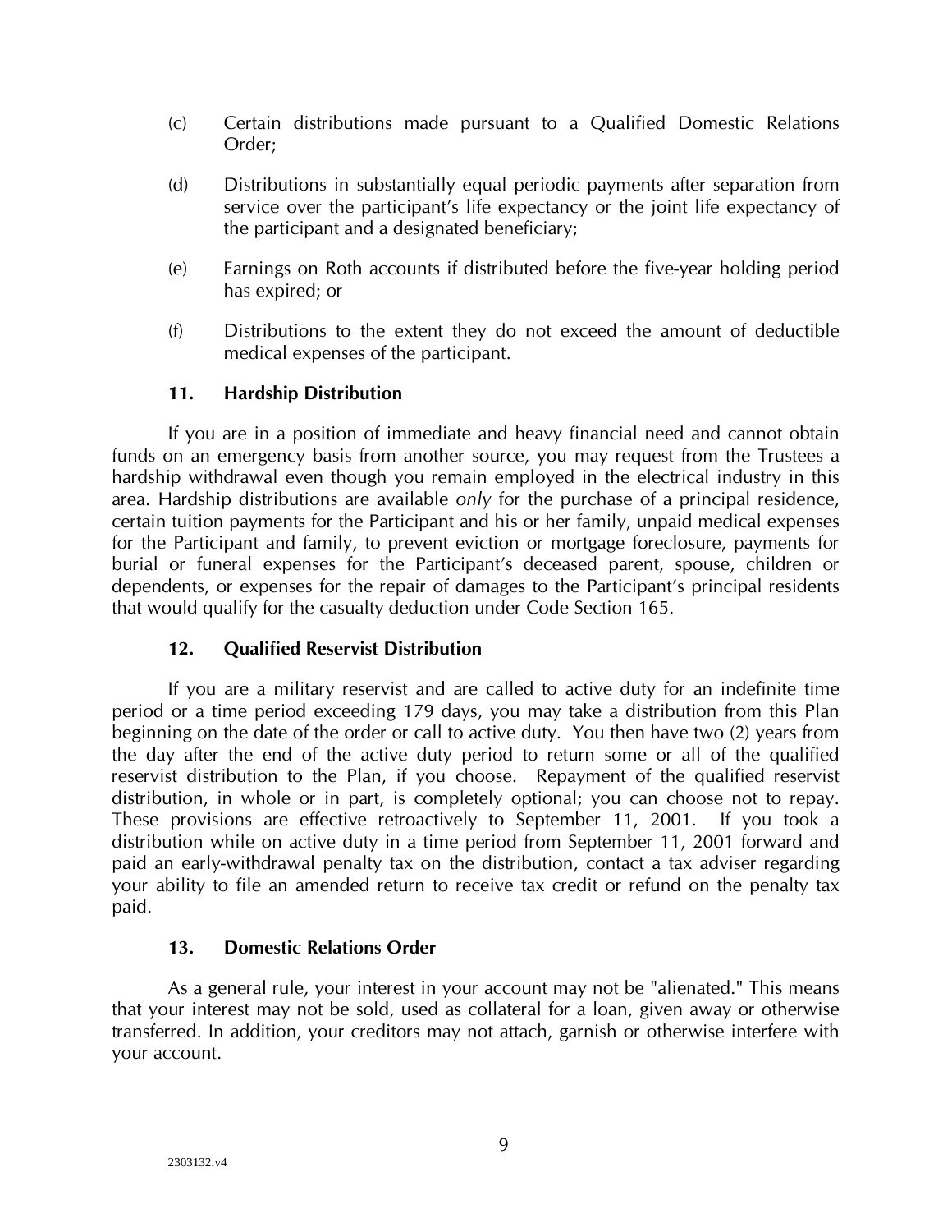(c) Certain distributions made pursuant to a Qualified Domestic Relations Order;

(d) Distributions in substantially equal periodic payments after separation from service over the participant's life expectancy or the joint life expectancy of the participant and a designated beneficiary;

(e) Earnings on Roth accounts if distributed before the five-year holding period has expired; or

(f) Distributions to the extent they do not exceed the amount of deductible medical expenses of the participant.

### 11. Hardship Distribution

If you are in a position of immediate and heavy financial need and cannot obtain funds on an emergency basis from another source, you may request from the Trustees a hardship withdrawal even though you remain employed in the electrical industry in this area. Hardship distributions are available *only* for the purchase of a principal residence, certain tuition payments for the Participant and his or her family, unpaid medical expenses for the Participant and family, to prevent eviction or mortgage foreclosure, payments for burial or funeral expenses for the Participant's deceased parent, spouse, children or dependents, or expenses for the repair of damages to the Participant's principal residents that would qualify for the casualty deduction under Code Section 165.

### 12. Qualified Reservist Distribution

If you are a military reservist and are called to active duty for an indefinite time period or a time period exceeding 179 days, you may take a distribution from this Plan beginning on the date of the order or call to active duty. You then have two (2) years from the day after the end of the active duty period to return some or all of the qualified reservist distribution to the Plan, if you choose. Repayment of the qualified reservist distribution, in whole or in part, is completely optional; you can choose not to repay. These provisions are effective retroactively to September 11, 2001. If you took a distribution while on active duty in a time period from September 11, 2001 forward and paid an early-withdrawal penalty tax on the distribution, contact a tax adviser regarding your ability to file an amended return to receive tax credit or refund on the penalty tax paid.

### 13. Domestic Relations Order

As a general rule, your interest in your account may not be "alienated." This means that your interest may not be sold, used as collateral for a loan, given away or otherwise transferred. In addition, your creditors may not attach, garnish or otherwise interfere with your account.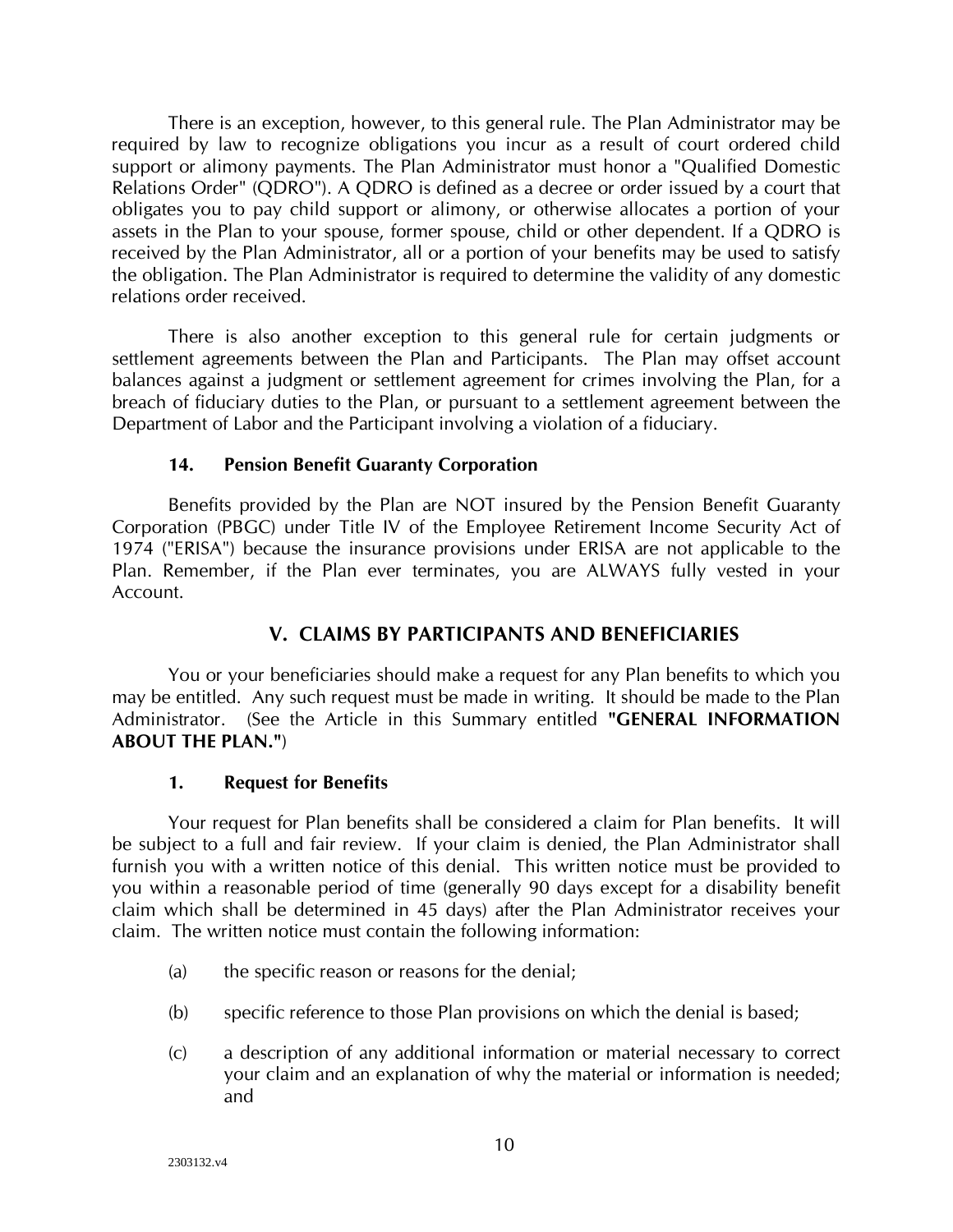There is an exception, however, to this general rule. The Plan Administrator may be required by law to recognize obligations you incur as a result of court ordered child support or alimony payments. The Plan Administrator must honor a "Qualified Domestic Relations Order" (QDRO"). A QDRO is defined as a decree or order issued by a court that obligates you to pay child support or alimony, or otherwise allocates a portion of your assets in the Plan to your spouse, former spouse, child or other dependent. If a QDRO is received by the Plan Administrator, all or a portion of your benefits may be used to satisfy the obligation. The Plan Administrator is required to determine the validity of any domestic relations order received.

There is also another exception to this general rule for certain judgments or settlement agreements between the Plan and Participants. The Plan may offset account balances against a judgment or settlement agreement for crimes involving the Plan, for a breach of fiduciary duties to the Plan, or pursuant to a settlement agreement between the Department of Labor and the Participant involving a violation of a fiduciary.

### 14. Pension Benefit Guaranty Corporation

Benefits provided by the Plan are NOT insured by the Pension Benefit Guaranty Corporation (PBGC) under Title IV of the Employee Retirement Income Security Act of 1974 ("ERISA") because the insurance provisions under ERISA are not applicable to the Plan. Remember, if the Plan ever terminates, you are ALWAYS fully vested in your Account.

## V. CLAIMS BY PARTICIPANTS AND BENEFICIARIES

You or your beneficiaries should make a request for any Plan benefits to which you may be entitled. Any such request must be made in writing. It should be made to the Plan Administrator. (See the Article in this Summary entitled **"GENERAL INFORMATION ABOUT THE PLAN."**)

### 1. Request for Benefits

Your request for Plan benefits shall be considered a claim for Plan benefits. It will be subject to a full and fair review. If your claim is denied, the Plan Administrator shall furnish you with a written notice of this denial. This written notice must be provided to you within a reasonable period of time (generally 90 days except for a disability benefit claim which shall be determined in 45 days) after the Plan Administrator receives your claim. The written notice must contain the following information:

(a) the specific reason or reasons for the denial;

(b) specific reference to those Plan provisions on which the denial is based;

(c) a description of any additional information or material necessary to correct your claim and an explanation of why the material or information is needed; and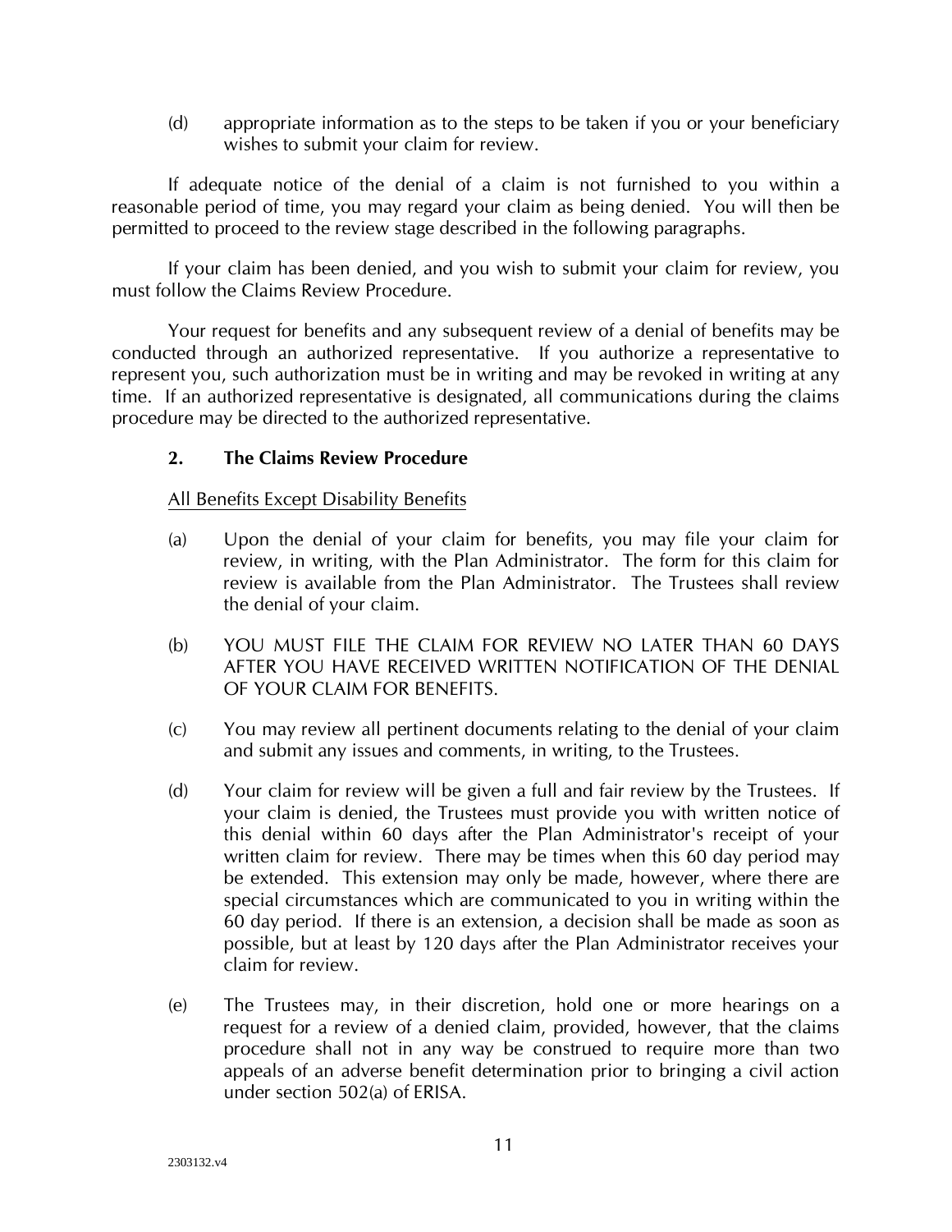(d) appropriate information as to the steps to be taken if you or your beneficiary wishes to submit your claim for review.

If adequate notice of the denial of a claim is not furnished to you within a reasonable period of time, you may regard your claim as being denied. You will then be permitted to proceed to the review stage described in the following paragraphs.

If your claim has been denied, and you wish to submit your claim for review, you must follow the Claims Review Procedure.

Your request for benefits and any subsequent review of a denial of benefits may be conducted through an authorized representative. If you authorize a representative to represent you, such authorization must be in writing and may be revoked in writing at any time. If an authorized representative is designated, all communications during the claims procedure may be directed to the authorized representative.

## 2. The Claims Review Procedure

All Benefits Except Disability Benefits

(a) Upon the denial of your claim for benefits, you may file your claim for review, in writing, with the Plan Administrator. The form for this claim for review is available from the Plan Administrator. The Trustees shall review the denial of your claim.

(b) YOU MUST FILE THE CLAIM FOR REVIEW NO LATER THAN 60 DAYS AFTER YOU HAVE RECEIVED WRITTEN NOTIFICATION OF THE DENIAL OF YOUR CLAIM FOR BENEFITS.

(c) You may review all pertinent documents relating to the denial of your claim and submit any issues and comments, in writing, to the Trustees.

(d) Your claim for review will be given a full and fair review by the Trustees. If your claim is denied, the Trustees must provide you with written notice of this denial within 60 days after the Plan Administrator's receipt of your written claim for review. There may be times when this 60 day period may be extended. This extension may only be made, however, where there are special circumstances which are communicated to you in writing within the 60 day period. If there is an extension, a decision shall be made as soon as possible, but at least by 120 days after the Plan Administrator receives your claim for review.

(e) The Trustees may, in their discretion, hold one or more hearings on a request for a review of a denied claim, provided, however, that the claims procedure shall not in any way be construed to require more than two appeals of an adverse benefit determination prior to bringing a civil action under section 502(a) of ERISA.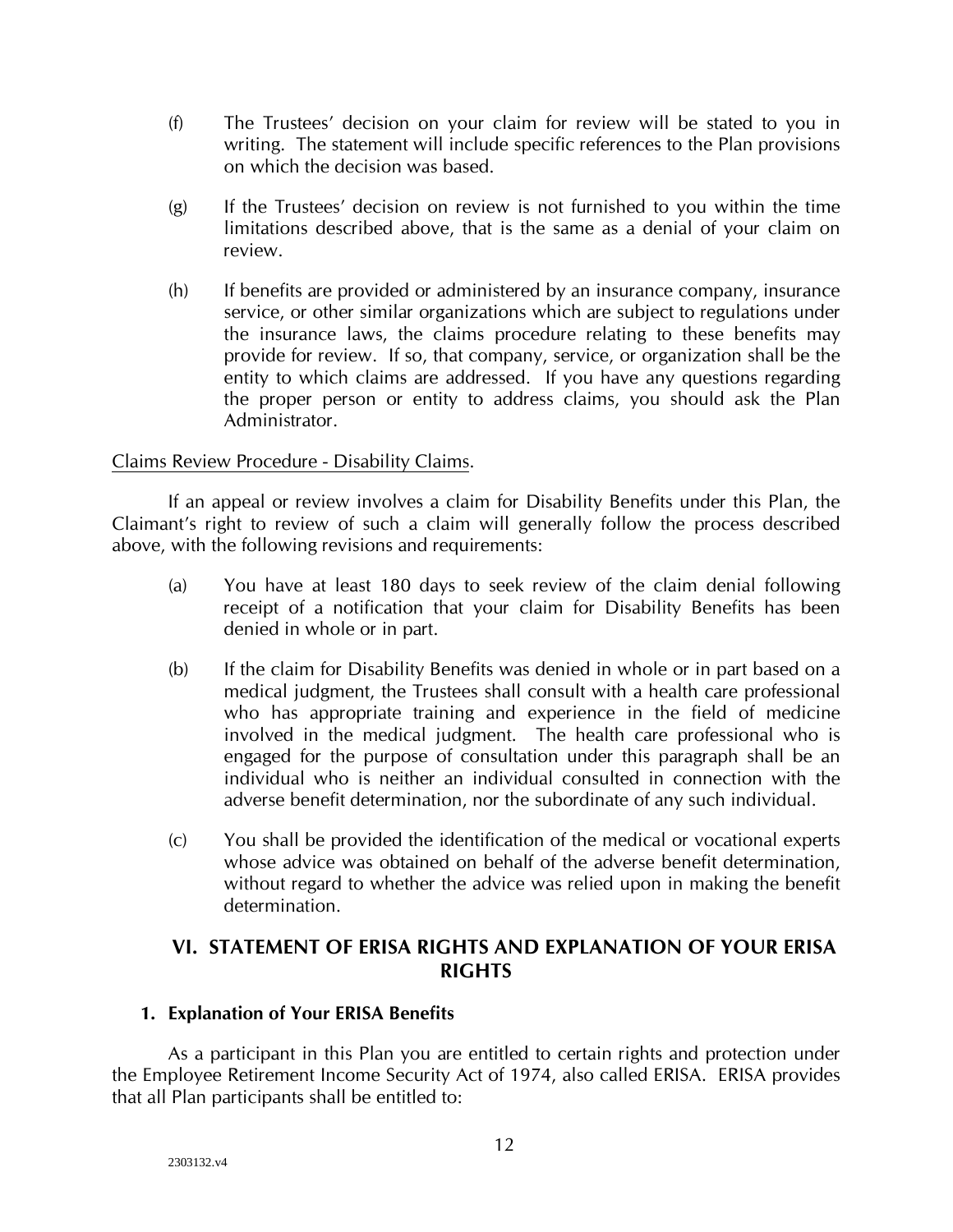(f) The Trustees' decision on your claim for review will be stated to you in writing. The statement will include specific references to the Plan provisions on which the decision was based.

(g) If the Trustees' decision on review is not furnished to you within the time limitations described above, that is the same as a denial of your claim on review.

(h) If benefits are provided or administered by an insurance company, insurance service, or other similar organizations which are subject to regulations under the insurance laws, the claims procedure relating to these benefits may provide for review. If so, that company, service, or organization shall be the entity to which claims are addressed. If you have any questions regarding the proper person or entity to address claims, you should ask the Plan Administrator.

<u>Claims Review Procedure - Disability Claims</u>.

If an appeal or review involves a claim for Disability Benefits under this Plan, the Claimant's right to review of such a claim will generally follow the process described above, with the following revisions and requirements:

(a) You have at least 180 days to seek review of the claim denial following receipt of a notification that your claim for Disability Benefits has been denied in whole or in part.

(b) If the claim for Disability Benefits was denied in whole or in part based on a medical judgment, the Trustees shall consult with a health care professional who has appropriate training and experience in the field of medicine involved in the medical judgment. The health care professional who is engaged for the purpose of consultation under this paragraph shall be an individual who is neither an individual consulted in connection with the adverse benefit determination, nor the subordinate of any such individual.

(c) You shall be provided the identification of the medical or vocational experts whose advice was obtained on behalf of the adverse benefit determination, without regard to whether the advice was relied upon in making the benefit determination.

## VI. STATEMENT OF ERISA RIGHTS AND EXPLANATION OF YOUR ERISA RIGHTS

### 1. Explanation of Your ERISA Benefits

As a participant in this Plan you are entitled to certain rights and protection under the Employee Retirement Income Security Act of 1974, also called ERISA. ERISA provides that all Plan participants shall be entitled to: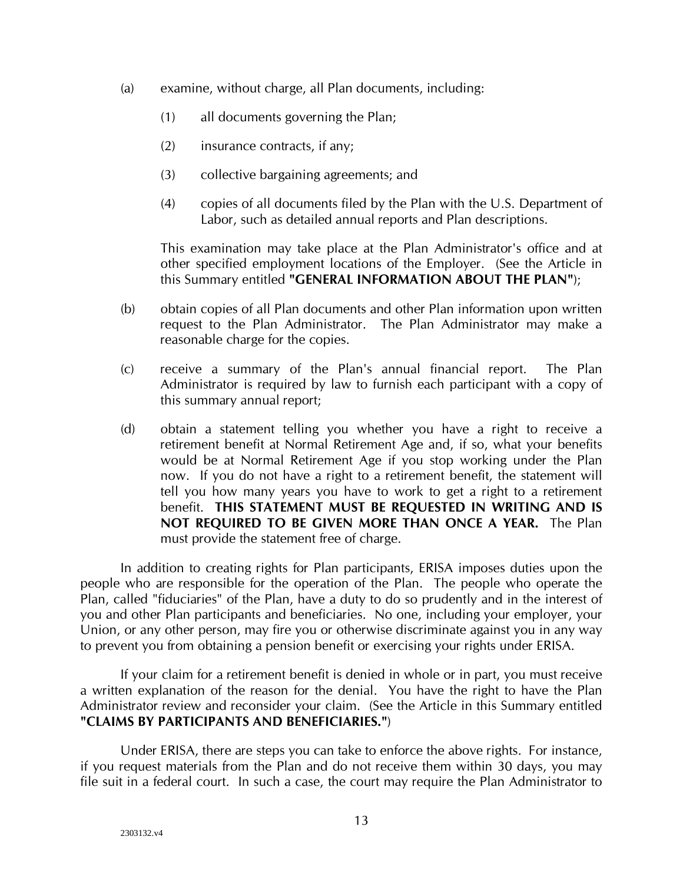(a) examine, without charge, all Plan documents, including:

    (1) all documents governing the Plan;

    (2) insurance contracts, if any;

    (3) collective bargaining agreements; and

    (4) copies of all documents filed by the Plan with the U.S. Department of Labor, such as detailed annual reports and Plan descriptions.

    This examination may take place at the Plan Administrator's office and at other specified employment locations of the Employer. (See the Article in this Summary entitled **"GENERAL INFORMATION ABOUT THE PLAN"**);

(b) obtain copies of all Plan documents and other Plan information upon written request to the Plan Administrator. The Plan Administrator may make a reasonable charge for the copies.

(c) receive a summary of the Plan's annual financial report. The Plan Administrator is required by law to furnish each participant with a copy of this summary annual report;

(d) obtain a statement telling you whether you have a right to receive a retirement benefit at Normal Retirement Age and, if so, what your benefits would be at Normal Retirement Age if you stop working under the Plan now. If you do not have a right to a retirement benefit, the statement will tell you how many years you have to work to get a right to a retirement benefit. **THIS STATEMENT MUST BE REQUESTED IN WRITING AND IS NOT REQUIRED TO BE GIVEN MORE THAN ONCE A YEAR.** The Plan must provide the statement free of charge.

In addition to creating rights for Plan participants, ERISA imposes duties upon the people who are responsible for the operation of the Plan. The people who operate the Plan, called "fiduciaries" of the Plan, have a duty to do so prudently and in the interest of you and other Plan participants and beneficiaries. No one, including your employer, your Union, or any other person, may fire you or otherwise discriminate against you in any way to prevent you from obtaining a pension benefit or exercising your rights under ERISA.

If your claim for a retirement benefit is denied in whole or in part, you must receive a written explanation of the reason for the denial. You have the right to have the Plan Administrator review and reconsider your claim. (See the Article in this Summary entitled **"CLAIMS BY PARTICIPANTS AND BENEFICIARIES."**)

Under ERISA, there are steps you can take to enforce the above rights. For instance, if you request materials from the Plan and do not receive them within 30 days, you may file suit in a federal court. In such a case, the court may require the Plan Administrator to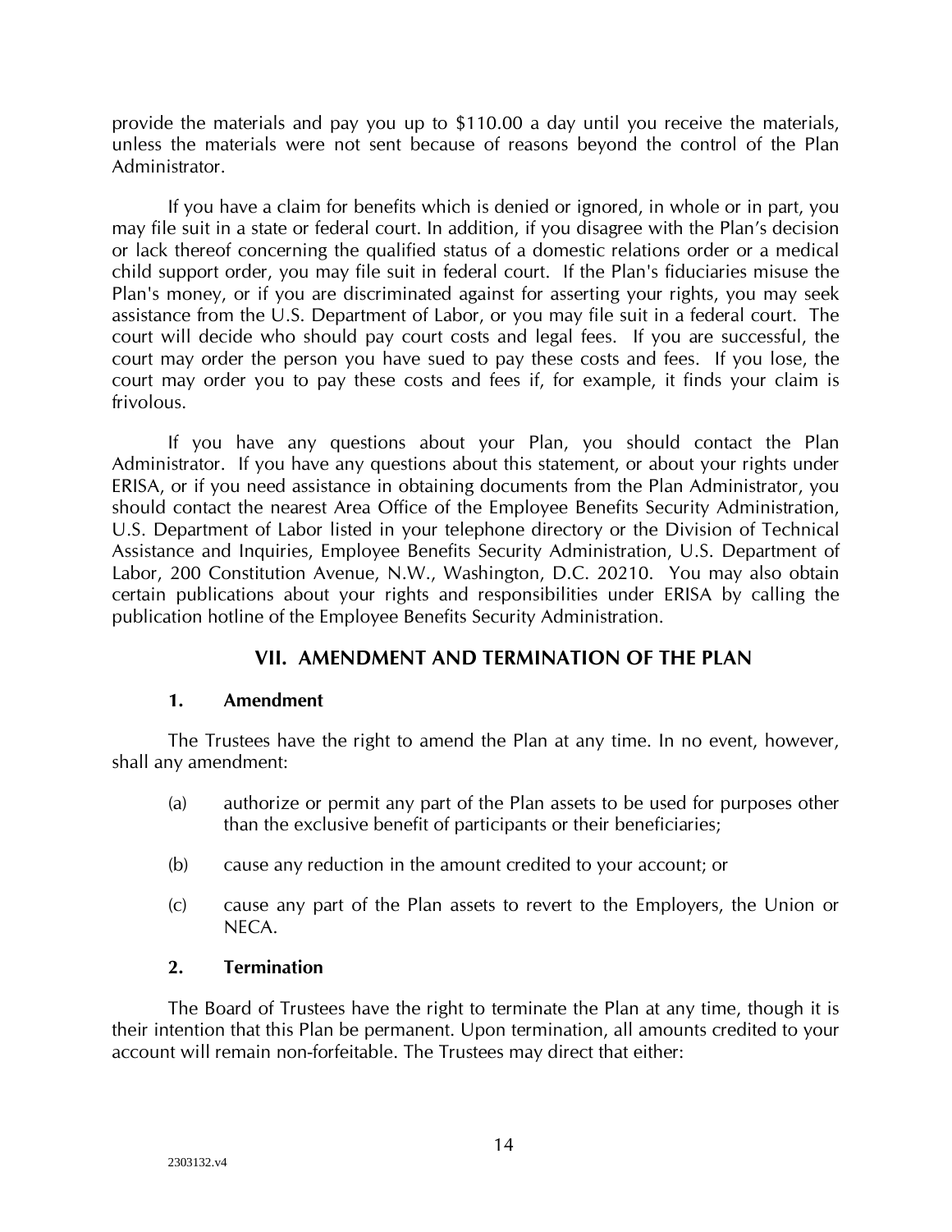provide the materials and pay you up to $110.00 a day until you receive the materials, unless the materials were not sent because of reasons beyond the control of the Plan Administrator.

If you have a claim for benefits which is denied or ignored, in whole or in part, you may file suit in a state or federal court. In addition, if you disagree with the Plan's decision or lack thereof concerning the qualified status of a domestic relations order or a medical child support order, you may file suit in federal court. If the Plan's fiduciaries misuse the Plan's money, or if you are discriminated against for asserting your rights, you may seek assistance from the U.S. Department of Labor, or you may file suit in a federal court. The court will decide who should pay court costs and legal fees. If you are successful, the court may order the person you have sued to pay these costs and fees. If you lose, the court may order you to pay these costs and fees if, for example, it finds your claim is frivolous.

If you have any questions about your Plan, you should contact the Plan Administrator. If you have any questions about this statement, or about your rights under ERISA, or if you need assistance in obtaining documents from the Plan Administrator, you should contact the nearest Area Office of the Employee Benefits Security Administration, U.S. Department of Labor listed in your telephone directory or the Division of Technical Assistance and Inquiries, Employee Benefits Security Administration, U.S. Department of Labor, 200 Constitution Avenue, N.W., Washington, D.C. 20210. You may also obtain certain publications about your rights and responsibilities under ERISA by calling the publication hotline of the Employee Benefits Security Administration.

## VII. AMENDMENT AND TERMINATION OF THE PLAN

### 1. Amendment

The Trustees have the right to amend the Plan at any time. In no event, however, shall any amendment:

(a) authorize or permit any part of the Plan assets to be used for purposes other than the exclusive benefit of participants or their beneficiaries;

(b) cause any reduction in the amount credited to your account; or

(c) cause any part of the Plan assets to revert to the Employers, the Union or NECA.

### 2. Termination

The Board of Trustees have the right to terminate the Plan at any time, though it is their intention that this Plan be permanent. Upon termination, all amounts credited to your account will remain non-forfeitable. The Trustees may direct that either: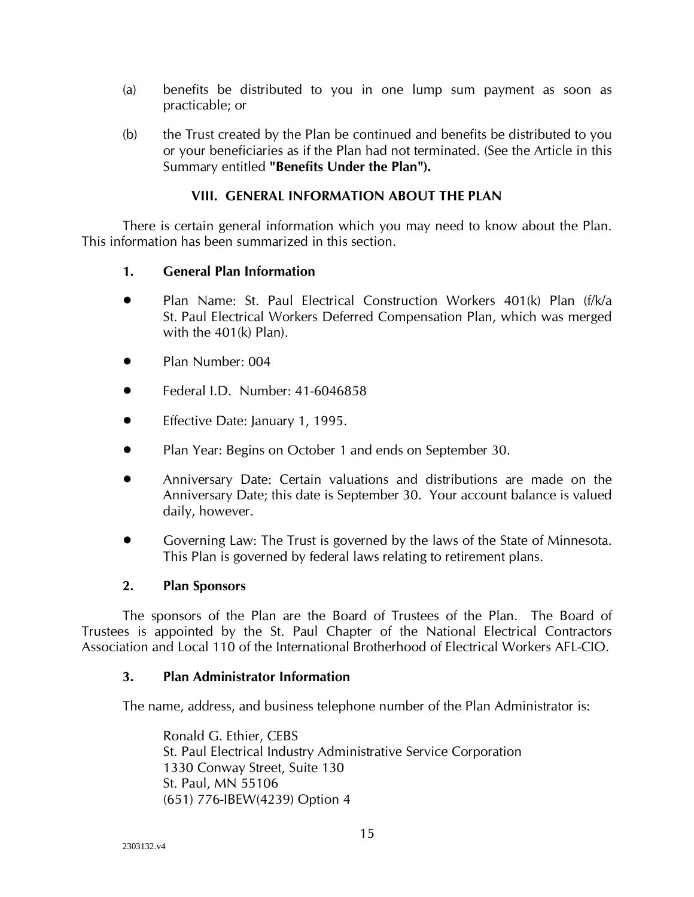(a) benefits be distributed to you in one lump sum payment as soon as practicable; or

(b) the Trust created by the Plan be continued and benefits be distributed to you or your beneficiaries as if the Plan had not terminated. (See the Article in this Summary entitled **"Benefits Under the Plan").**

## VIII. GENERAL INFORMATION ABOUT THE PLAN

There is certain general information which you may need to know about the Plan. This information has been summarized in this section.

### 1. General Plan Information

- Plan Name: St. Paul Electrical Construction Workers 401(k) Plan (f/k/a St. Paul Electrical Workers Deferred Compensation Plan, which was merged with the 401(k) Plan).
- Plan Number: 004
- Federal I.D. Number: 41-6046858
- Effective Date: January 1, 1995.
- Plan Year: Begins on October 1 and ends on September 30.
- Anniversary Date: Certain valuations and distributions are made on the Anniversary Date; this date is September 30. Your account balance is valued daily, however.
- Governing Law: The Trust is governed by the laws of the State of Minnesota. This Plan is governed by federal laws relating to retirement plans.

### 2. Plan Sponsors

The sponsors of the Plan are the Board of Trustees of the Plan. The Board of Trustees is appointed by the St. Paul Chapter of the National Electrical Contractors Association and Local 110 of the International Brotherhood of Electrical Workers AFL-CIO.

### 3. Plan Administrator Information

The name, address, and business telephone number of the Plan Administrator is:

Ronald G. Ethier, CEBS
St. Paul Electrical Industry Administrative Service Corporation
1330 Conway Street, Suite 130
St. Paul, MN 55106
(651) 776-IBEW(4239) Option 4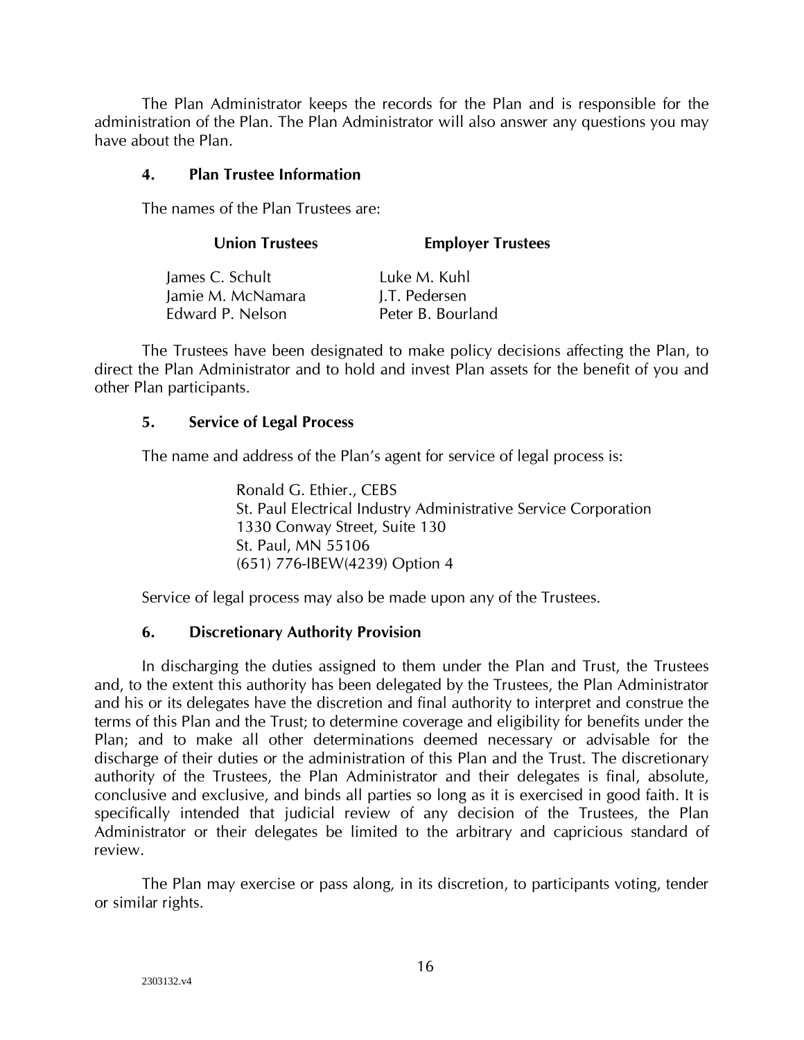The Plan Administrator keeps the records for the Plan and is responsible for the administration of the Plan. The Plan Administrator will also answer any questions you may have about the Plan.

### 4. Plan Trustee Information

The names of the Plan Trustees are:

| Union Trustees | Employer Trustees |
|---|---|
| James C. Schult | Luke M. Kuhl |
| Jamie M. McNamara | J.T. Pedersen |
| Edward P. Nelson | Peter B. Bourland |

The Trustees have been designated to make policy decisions affecting the Plan, to direct the Plan Administrator and to hold and invest Plan assets for the benefit of you and other Plan participants.

### 5. Service of Legal Process

The name and address of the Plan's agent for service of legal process is:

Ronald G. Ethier., CEBS
St. Paul Electrical Industry Administrative Service Corporation
1330 Conway Street, Suite 130
St. Paul, MN 55106
(651) 776-IBEW(4239) Option 4

Service of legal process may also be made upon any of the Trustees.

### 6. Discretionary Authority Provision

In discharging the duties assigned to them under the Plan and Trust, the Trustees and, to the extent this authority has been delegated by the Trustees, the Plan Administrator and his or its delegates have the discretion and final authority to interpret and construe the terms of this Plan and the Trust; to determine coverage and eligibility for benefits under the Plan; and to make all other determinations deemed necessary or advisable for the discharge of their duties or the administration of this Plan and the Trust. The discretionary authority of the Trustees, the Plan Administrator and their delegates is final, absolute, conclusive and exclusive, and binds all parties so long as it is exercised in good faith. It is specifically intended that judicial review of any decision of the Trustees, the Plan Administrator or their delegates be limited to the arbitrary and capricious standard of review.

The Plan may exercise or pass along, in its discretion, to participants voting, tender or similar rights.